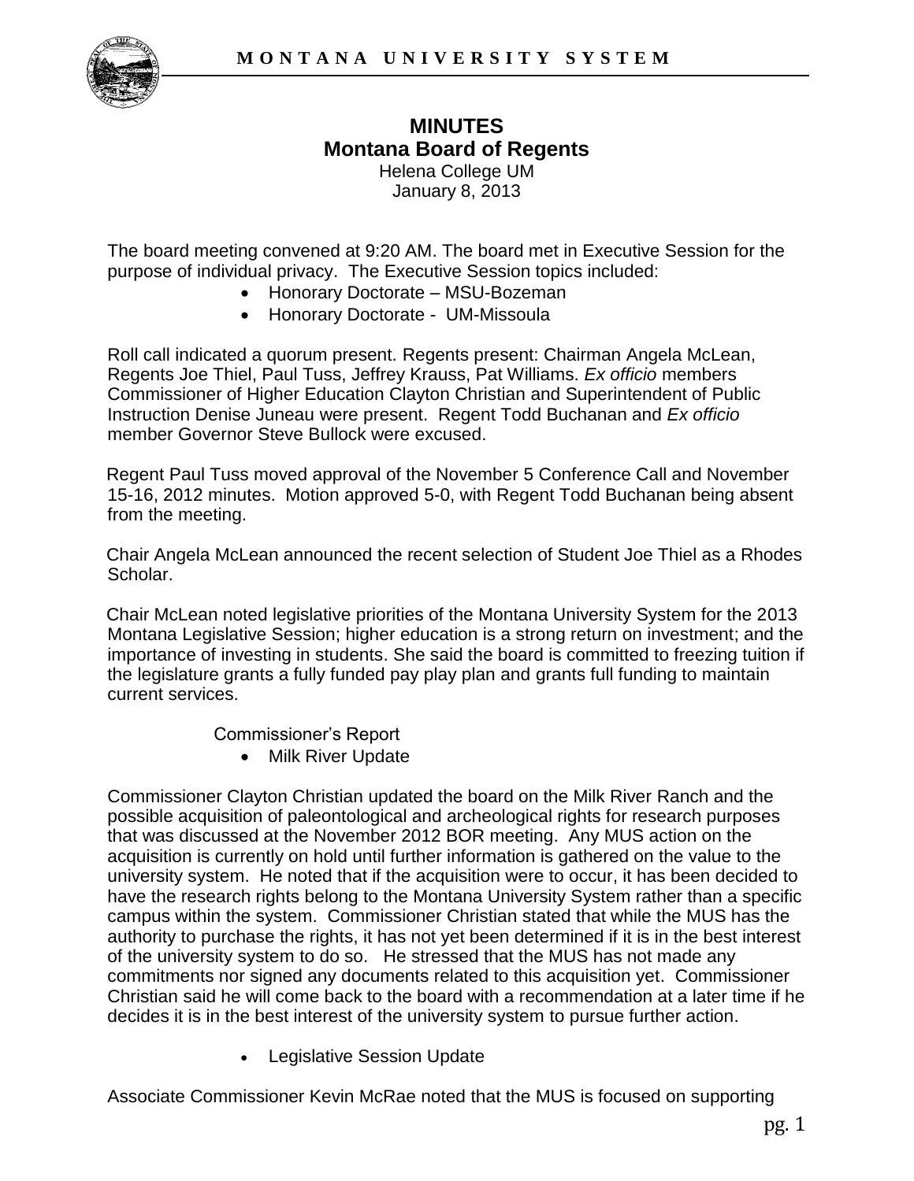# MINUTES
## Montana Board of Regents

Helena College UM
January 8, 2013

The board meeting convened at 9:20 AM. The board met in Executive Session for the purpose of individual privacy. The Executive Session topics included:

- Honorary Doctorate – MSU-Bozeman
- Honorary Doctorate - UM-Missoula

Roll call indicated a quorum present. Regents present: Chairman Angela McLean, Regents Joe Thiel, Paul Tuss, Jeffrey Krauss, Pat Williams. *Ex officio* members Commissioner of Higher Education Clayton Christian and Superintendent of Public Instruction Denise Juneau were present. Regent Todd Buchanan and *Ex officio* member Governor Steve Bullock were excused.

Regent Paul Tuss moved approval of the November 5 Conference Call and November 15-16, 2012 minutes. Motion approved 5-0, with Regent Todd Buchanan being absent from the meeting.

Chair Angela McLean announced the recent selection of Student Joe Thiel as a Rhodes Scholar.

Chair McLean noted legislative priorities of the Montana University System for the 2013 Montana Legislative Session; higher education is a strong return on investment; and the importance of investing in students. She said the board is committed to freezing tuition if the legislature grants a fully funded pay play plan and grants full funding to maintain current services.

Commissioner's Report

- Milk River Update

Commissioner Clayton Christian updated the board on the Milk River Ranch and the possible acquisition of paleontological and archeological rights for research purposes that was discussed at the November 2012 BOR meeting. Any MUS action on the acquisition is currently on hold until further information is gathered on the value to the university system. He noted that if the acquisition were to occur, it has been decided to have the research rights belong to the Montana University System rather than a specific campus within the system. Commissioner Christian stated that while the MUS has the authority to purchase the rights, it has not yet been determined if it is in the best interest of the university system to do so. He stressed that the MUS has not made any commitments nor signed any documents related to this acquisition yet. Commissioner Christian said he will come back to the board with a recommendation at a later time if he decides it is in the best interest of the university system to pursue further action.

- Legislative Session Update

Associate Commissioner Kevin McRae noted that the MUS is focused on supporting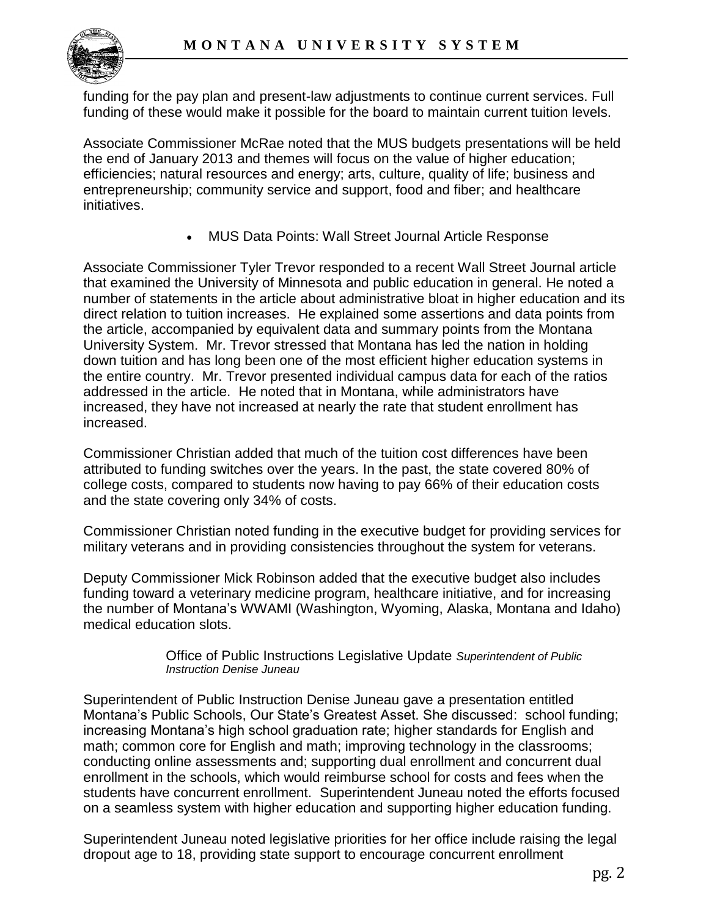funding for the pay plan and present-law adjustments to continue current services. Full funding of these would make it possible for the board to maintain current tuition levels.

Associate Commissioner McRae noted that the MUS budgets presentations will be held the end of January 2013 and themes will focus on the value of higher education; efficiencies; natural resources and energy; arts, culture, quality of life; business and entrepreneurship; community service and support, food and fiber; and healthcare initiatives.

- MUS Data Points: Wall Street Journal Article Response

Associate Commissioner Tyler Trevor responded to a recent Wall Street Journal article that examined the University of Minnesota and public education in general. He noted a number of statements in the article about administrative bloat in higher education and its direct relation to tuition increases. He explained some assertions and data points from the article, accompanied by equivalent data and summary points from the Montana University System. Mr. Trevor stressed that Montana has led the nation in holding down tuition and has long been one of the most efficient higher education systems in the entire country. Mr. Trevor presented individual campus data for each of the ratios addressed in the article. He noted that in Montana, while administrators have increased, they have not increased at nearly the rate that student enrollment has increased.

Commissioner Christian added that much of the tuition cost differences have been attributed to funding switches over the years. In the past, the state covered 80% of college costs, compared to students now having to pay 66% of their education costs and the state covering only 34% of costs.

Commissioner Christian noted funding in the executive budget for providing services for military veterans and in providing consistencies throughout the system for veterans.

Deputy Commissioner Mick Robinson added that the executive budget also includes funding toward a veterinary medicine program, healthcare initiative, and for increasing the number of Montana's WWAMI (Washington, Wyoming, Alaska, Montana and Idaho) medical education slots.

Office of Public Instructions Legislative Update *Superintendent of Public Instruction Denise Juneau*

Superintendent of Public Instruction Denise Juneau gave a presentation entitled Montana's Public Schools, Our State's Greatest Asset. She discussed: school funding; increasing Montana's high school graduation rate; higher standards for English and math; common core for English and math; improving technology in the classrooms; conducting online assessments and; supporting dual enrollment and concurrent dual enrollment in the schools, which would reimburse school for costs and fees when the students have concurrent enrollment. Superintendent Juneau noted the efforts focused on a seamless system with higher education and supporting higher education funding.

Superintendent Juneau noted legislative priorities for her office include raising the legal dropout age to 18, providing state support to encourage concurrent enrollment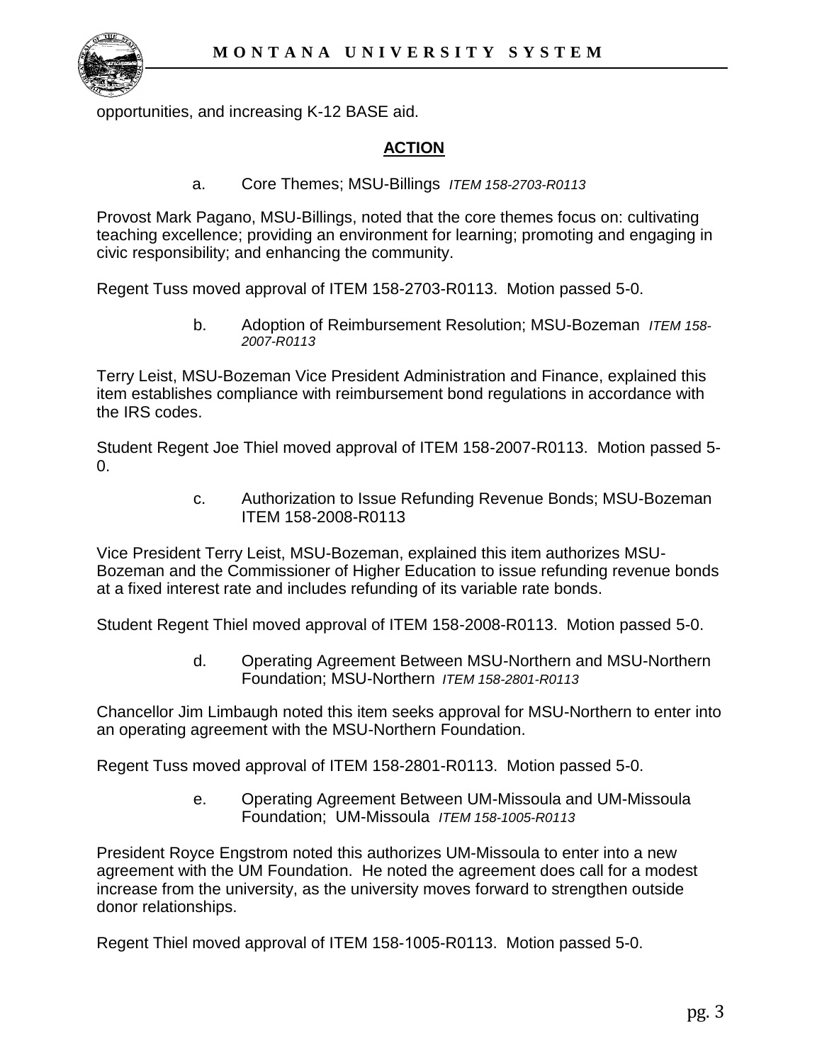opportunities, and increasing K-12 BASE aid.

## ACTION

a. Core Themes; MSU-Billings *ITEM 158-2703-R0113*

Provost Mark Pagano, MSU-Billings, noted that the core themes focus on: cultivating teaching excellence; providing an environment for learning; promoting and engaging in civic responsibility; and enhancing the community.

Regent Tuss moved approval of ITEM 158-2703-R0113. Motion passed 5-0.

b. Adoption of Reimbursement Resolution; MSU-Bozeman *ITEM 158-2007-R0113*

Terry Leist, MSU-Bozeman Vice President Administration and Finance, explained this item establishes compliance with reimbursement bond regulations in accordance with the IRS codes.

Student Regent Joe Thiel moved approval of ITEM 158-2007-R0113. Motion passed 5-0.

c. Authorization to Issue Refunding Revenue Bonds; MSU-Bozeman ITEM 158-2008-R0113

Vice President Terry Leist, MSU-Bozeman, explained this item authorizes MSU-Bozeman and the Commissioner of Higher Education to issue refunding revenue bonds at a fixed interest rate and includes refunding of its variable rate bonds.

Student Regent Thiel moved approval of ITEM 158-2008-R0113. Motion passed 5-0.

d. Operating Agreement Between MSU-Northern and MSU-Northern Foundation; MSU-Northern *ITEM 158-2801-R0113*

Chancellor Jim Limbaugh noted this item seeks approval for MSU-Northern to enter into an operating agreement with the MSU-Northern Foundation.

Regent Tuss moved approval of ITEM 158-2801-R0113. Motion passed 5-0.

e. Operating Agreement Between UM-Missoula and UM-Missoula Foundation; UM-Missoula *ITEM 158-1005-R0113*

President Royce Engstrom noted this authorizes UM-Missoula to enter into a new agreement with the UM Foundation. He noted the agreement does call for a modest increase from the university, as the university moves forward to strengthen outside donor relationships.

Regent Thiel moved approval of ITEM 158-1005-R0113. Motion passed 5-0.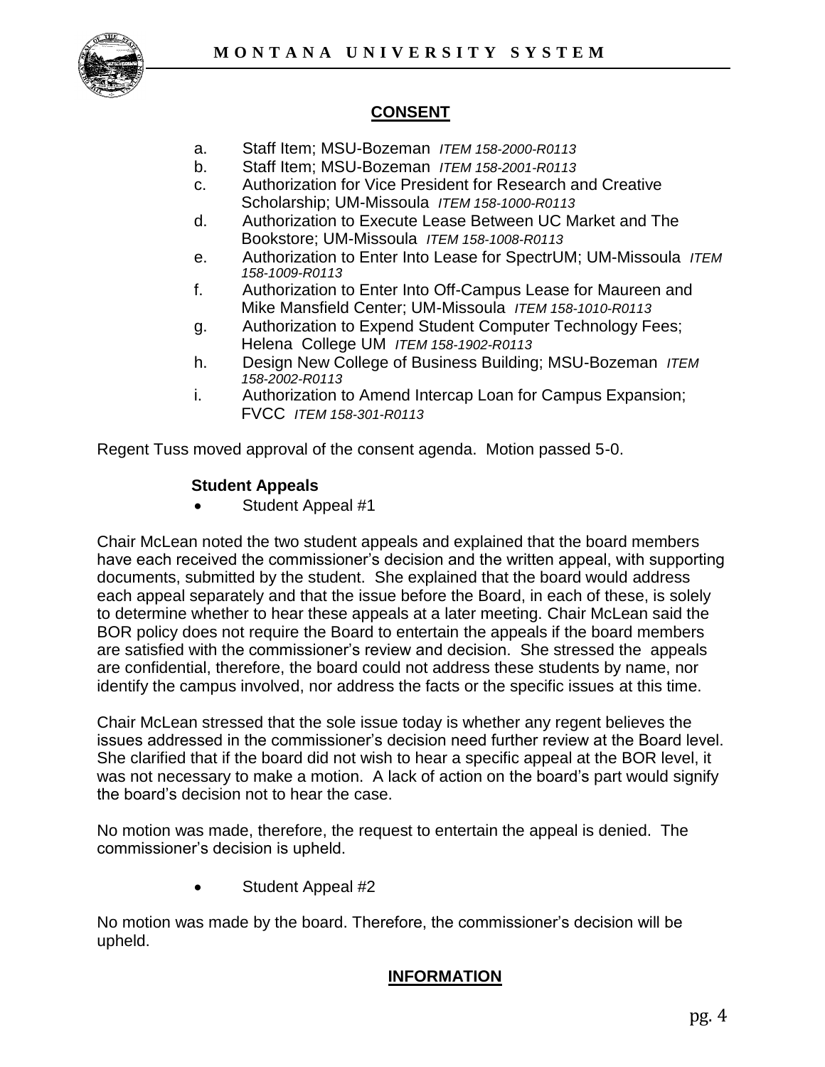## CONSENT

a. Staff Item; MSU-Bozeman *ITEM 158-2000-R0113*
b. Staff Item; MSU-Bozeman *ITEM 158-2001-R0113*
c. Authorization for Vice President for Research and Creative Scholarship; UM-Missoula *ITEM 158-1000-R0113*
d. Authorization to Execute Lease Between UC Market and The Bookstore; UM-Missoula *ITEM 158-1008-R0113*
e. Authorization to Enter Into Lease for SpectrUM; UM-Missoula *ITEM 158-1009-R0113*
f. Authorization to Enter Into Off-Campus Lease for Maureen and Mike Mansfield Center; UM-Missoula *ITEM 158-1010-R0113*
g. Authorization to Expend Student Computer Technology Fees; Helena College UM *ITEM 158-1902-R0113*
h. Design New College of Business Building; MSU-Bozeman *ITEM 158-2002-R0113*
i. Authorization to Amend Intercap Loan for Campus Expansion; FVCC *ITEM 158-301-R0113*

Regent Tuss moved approval of the consent agenda. Motion passed 5-0.

**Student Appeals**

- Student Appeal #1

Chair McLean noted the two student appeals and explained that the board members have each received the commissioner's decision and the written appeal, with supporting documents, submitted by the student. She explained that the board would address each appeal separately and that the issue before the Board, in each of these, is solely to determine whether to hear these appeals at a later meeting. Chair McLean said the BOR policy does not require the Board to entertain the appeals if the board members are satisfied with the commissioner's review and decision. She stressed the appeals are confidential, therefore, the board could not address these students by name, nor identify the campus involved, nor address the facts or the specific issues at this time.

Chair McLean stressed that the sole issue today is whether any regent believes the issues addressed in the commissioner's decision need further review at the Board level. She clarified that if the board did not wish to hear a specific appeal at the BOR level, it was not necessary to make a motion. A lack of action on the board's part would signify the board's decision not to hear the case.

No motion was made, therefore, the request to entertain the appeal is denied. The commissioner's decision is upheld.

- Student Appeal #2

No motion was made by the board. Therefore, the commissioner's decision will be upheld.

## INFORMATION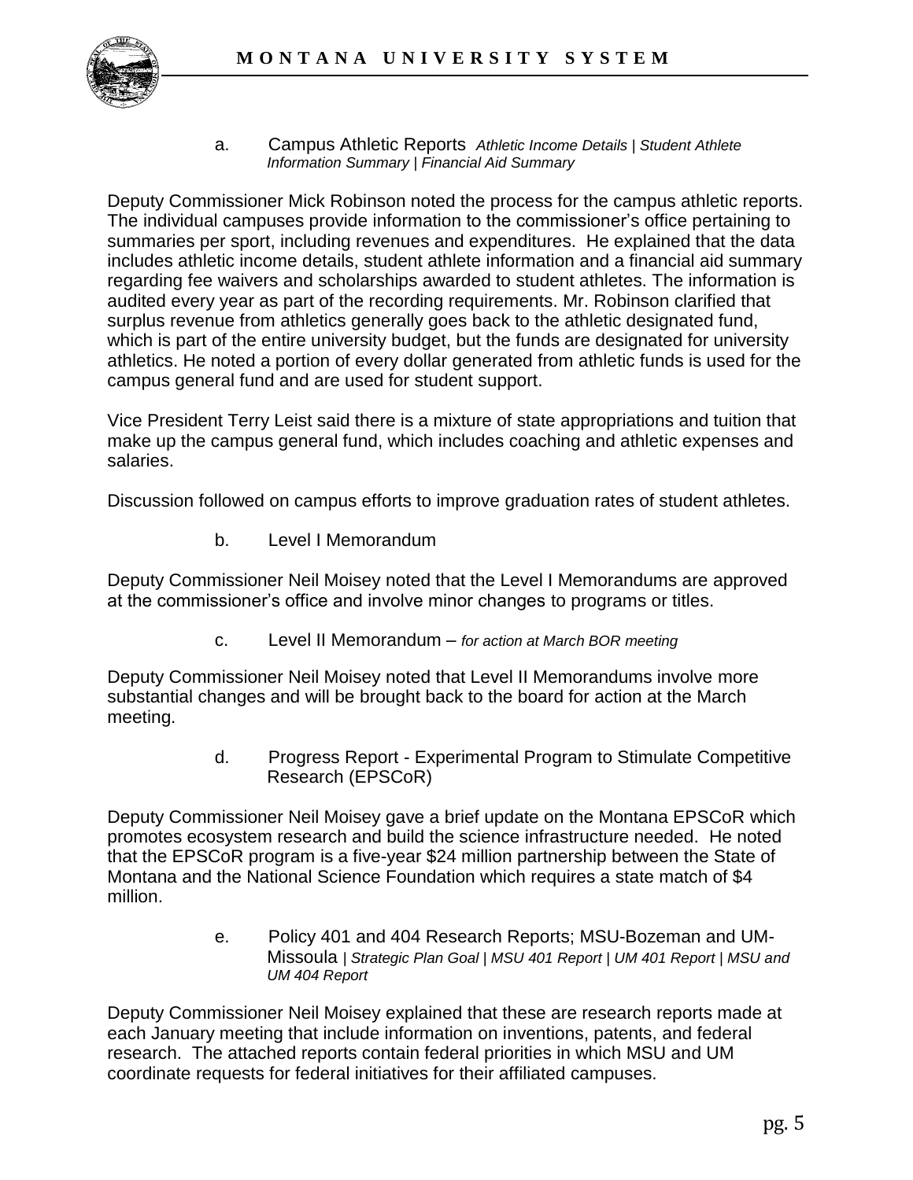a. Campus Athletic Reports *Athletic Income Details | Student Athlete Information Summary | Financial Aid Summary*

Deputy Commissioner Mick Robinson noted the process for the campus athletic reports. The individual campuses provide information to the commissioner's office pertaining to summaries per sport, including revenues and expenditures. He explained that the data includes athletic income details, student athlete information and a financial aid summary regarding fee waivers and scholarships awarded to student athletes. The information is audited every year as part of the recording requirements. Mr. Robinson clarified that surplus revenue from athletics generally goes back to the athletic designated fund, which is part of the entire university budget, but the funds are designated for university athletics. He noted a portion of every dollar generated from athletic funds is used for the campus general fund and are used for student support.

Vice President Terry Leist said there is a mixture of state appropriations and tuition that make up the campus general fund, which includes coaching and athletic expenses and salaries.

Discussion followed on campus efforts to improve graduation rates of student athletes.

b. Level I Memorandum

Deputy Commissioner Neil Moisey noted that the Level I Memorandums are approved at the commissioner's office and involve minor changes to programs or titles.

c. Level II Memorandum – *for action at March BOR meeting*

Deputy Commissioner Neil Moisey noted that Level II Memorandums involve more substantial changes and will be brought back to the board for action at the March meeting.

d. Progress Report - Experimental Program to Stimulate Competitive Research (EPSCoR)

Deputy Commissioner Neil Moisey gave a brief update on the Montana EPSCoR which promotes ecosystem research and build the science infrastructure needed. He noted that the EPSCoR program is a five-year $24 million partnership between the State of Montana and the National Science Foundation which requires a state match of $4 million.

e. Policy 401 and 404 Research Reports; MSU-Bozeman and UM-Missoula | *Strategic Plan Goal | MSU 401 Report | UM 401 Report | MSU and UM 404 Report*

Deputy Commissioner Neil Moisey explained that these are research reports made at each January meeting that include information on inventions, patents, and federal research. The attached reports contain federal priorities in which MSU and UM coordinate requests for federal initiatives for their affiliated campuses.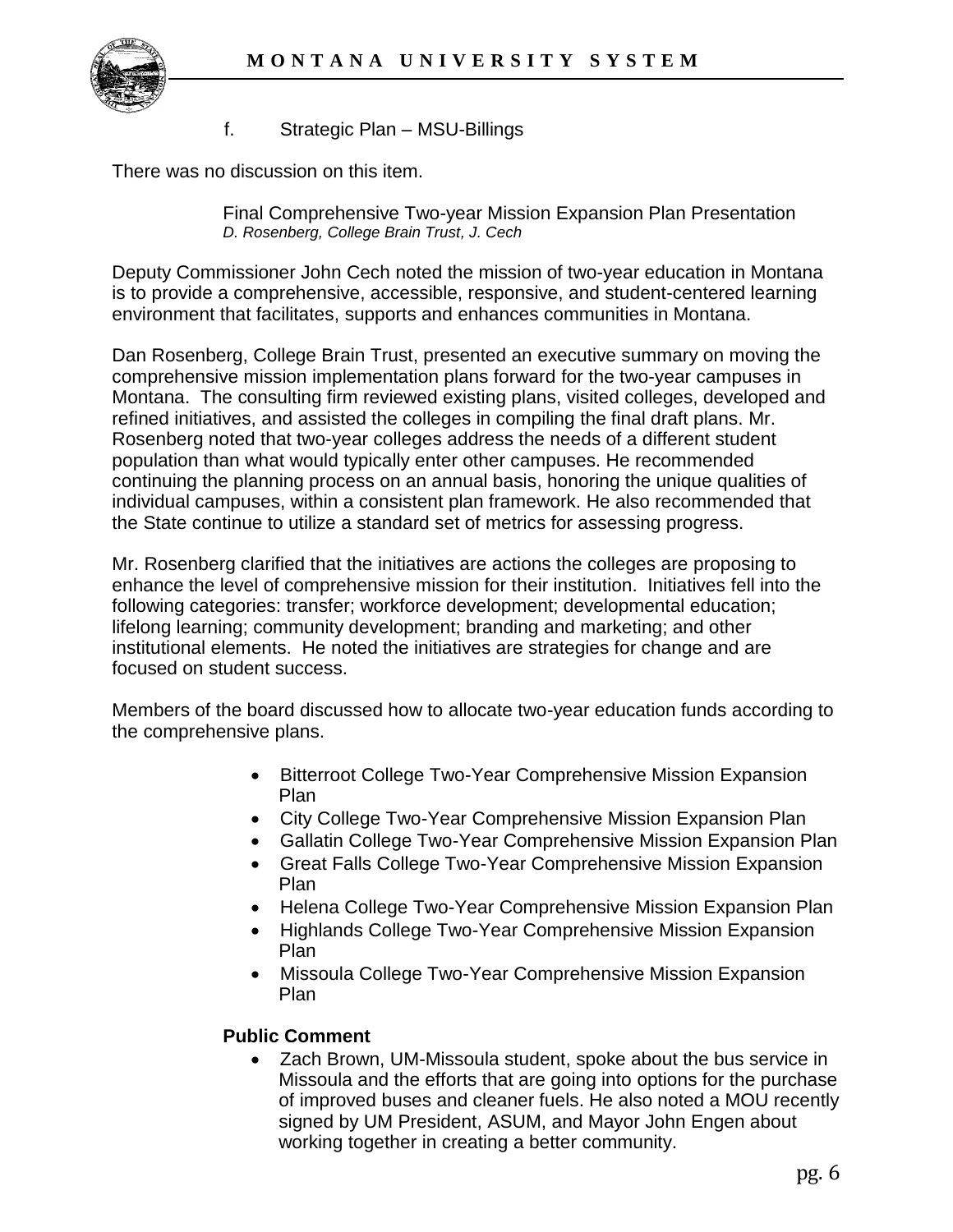f. Strategic Plan – MSU-Billings

There was no discussion on this item.

Final Comprehensive Two-year Mission Expansion Plan Presentation
*D. Rosenberg, College Brain Trust, J. Cech*

Deputy Commissioner John Cech noted the mission of two-year education in Montana is to provide a comprehensive, accessible, responsive, and student-centered learning environment that facilitates, supports and enhances communities in Montana.

Dan Rosenberg, College Brain Trust, presented an executive summary on moving the comprehensive mission implementation plans forward for the two-year campuses in Montana. The consulting firm reviewed existing plans, visited colleges, developed and refined initiatives, and assisted the colleges in compiling the final draft plans. Mr. Rosenberg noted that two-year colleges address the needs of a different student population than what would typically enter other campuses. He recommended continuing the planning process on an annual basis, honoring the unique qualities of individual campuses, within a consistent plan framework. He also recommended that the State continue to utilize a standard set of metrics for assessing progress.

Mr. Rosenberg clarified that the initiatives are actions the colleges are proposing to enhance the level of comprehensive mission for their institution. Initiatives fell into the following categories: transfer; workforce development; developmental education; lifelong learning; community development; branding and marketing; and other institutional elements. He noted the initiatives are strategies for change and are focused on student success.

Members of the board discussed how to allocate two-year education funds according to the comprehensive plans.

- Bitterroot College Two-Year Comprehensive Mission Expansion Plan
- City College Two-Year Comprehensive Mission Expansion Plan
- Gallatin College Two-Year Comprehensive Mission Expansion Plan
- Great Falls College Two-Year Comprehensive Mission Expansion Plan
- Helena College Two-Year Comprehensive Mission Expansion Plan
- Highlands College Two-Year Comprehensive Mission Expansion Plan
- Missoula College Two-Year Comprehensive Mission Expansion Plan

**Public Comment**

- Zach Brown, UM-Missoula student, spoke about the bus service in Missoula and the efforts that are going into options for the purchase of improved buses and cleaner fuels. He also noted a MOU recently signed by UM President, ASUM, and Mayor John Engen about working together in creating a better community.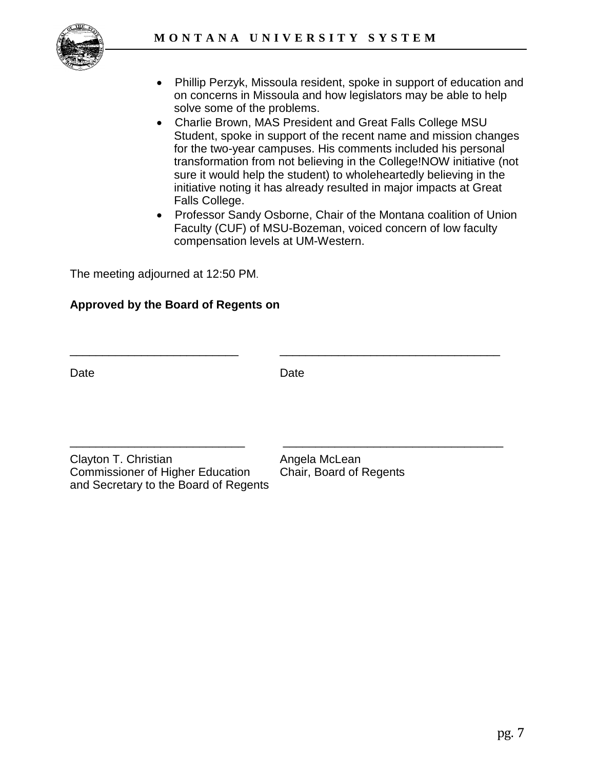- Phillip Perzyk, Missoula resident, spoke in support of education and on concerns in Missoula and how legislators may be able to help solve some of the problems.
- Charlie Brown, MAS President and Great Falls College MSU Student, spoke in support of the recent name and mission changes for the two-year campuses. His comments included his personal transformation from not believing in the College!NOW initiative (not sure it would help the student) to wholeheartedly believing in the initiative noting it has already resulted in major impacts at Great Falls College.
- Professor Sandy Osborne, Chair of the Montana coalition of Union Faculty (CUF) of MSU-Bozeman, voiced concern of low faculty compensation levels at UM-Western.

The meeting adjourned at 12:50 PM.

**Approved by the Board of Regents on**

| | |
|---|---|
| ___________________________ | ___________________________________ |
| Date | Date |
| ___________________________ | ___________________________________ |
| Clayton T. Christian<br>Commissioner of Higher Education<br>and Secretary to the Board of Regents | Angela McLean<br>Chair, Board of Regents |